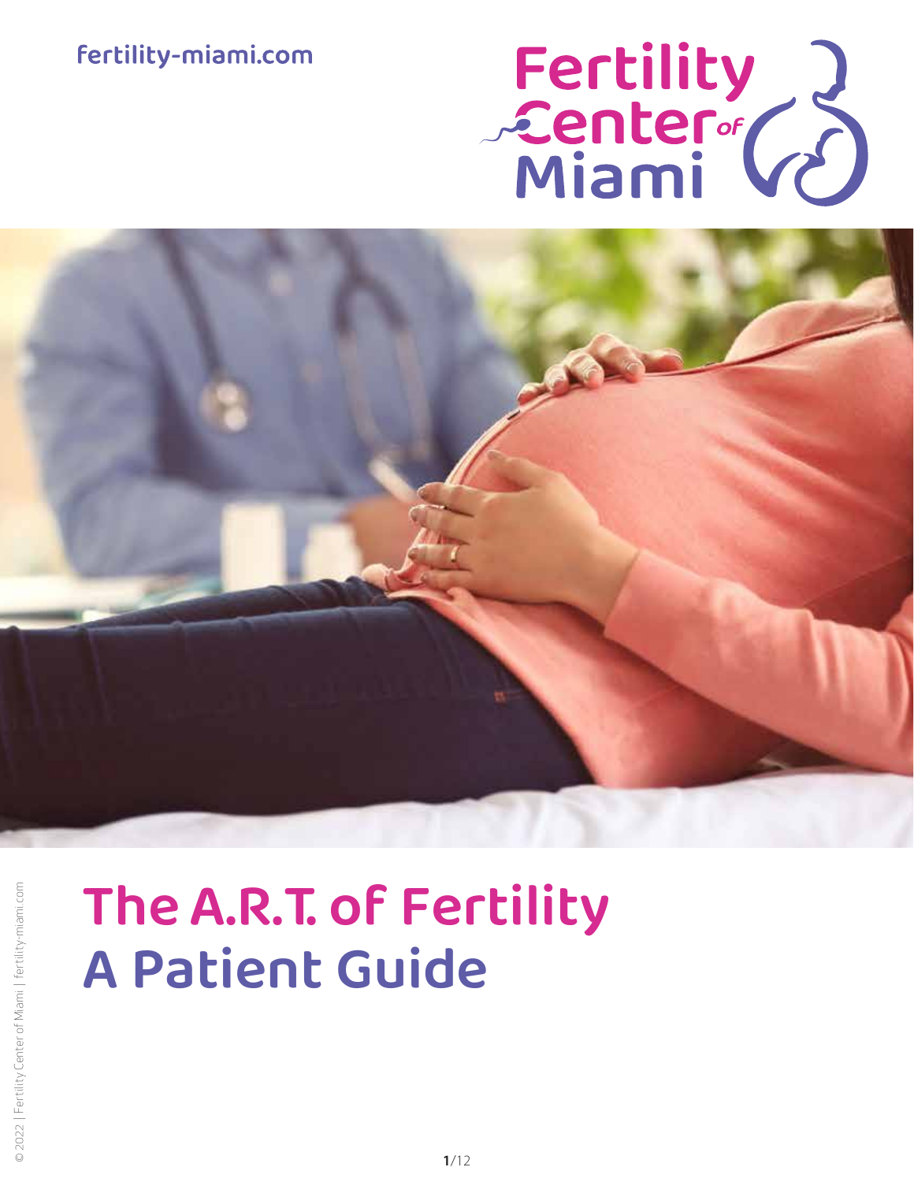fertility-miami.com

Fertility Center of Miami

# The A.R.T. of Fertility
## A Patient Guide

© 2022 | Fertility Center of Miami | fertility-miami.com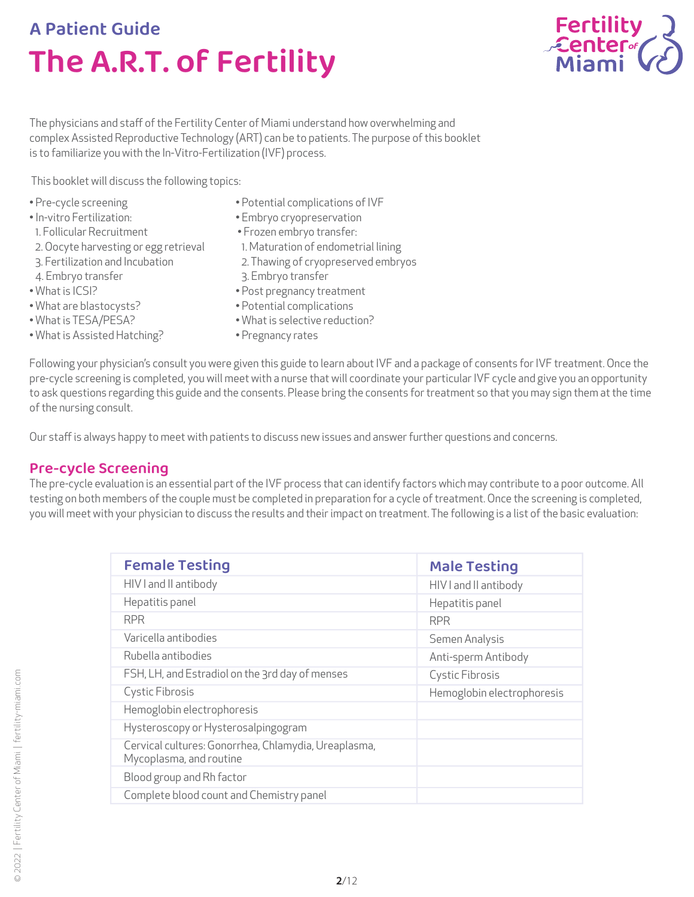## A Patient Guide

# The A.R.T. of Fertility

The physicians and staff of the Fertility Center of Miami understand how overwhelming and complex Assisted Reproductive Technology (ART) can be to patients. The purpose of this booklet is to familiarize you with the In-Vitro-Fertilization (IVF) process.

This booklet will discuss the following topics:

- Pre-cycle screening
- In-vitro Fertilization:
  1. Follicular Recruitment
  2. Oocyte harvesting or egg retrieval
  3. Fertilization and Incubation
  4. Embryo transfer
- What is ICSI?
- What are blastocysts?
- What is TESA/PESA?
- What is Assisted Hatching?
- Potential complications of IVF
- Embryo cryopreservation
- Frozen embryo transfer:
  1. Maturation of endometrial lining
  2. Thawing of cryopreserved embryos
  3. Embryo transfer
- Post pregnancy treatment
- Potential complications
- What is selective reduction?
- Pregnancy rates

Following your physician's consult you were given this guide to learn about IVF and a package of consents for IVF treatment. Once the pre-cycle screening is completed, you will meet with a nurse that will coordinate your particular IVF cycle and give you an opportunity to ask questions regarding this guide and the consents. Please bring the consents for treatment so that you may sign them at the time of the nursing consult.

Our staff is always happy to meet with patients to discuss new issues and answer further questions and concerns.

## Pre-cycle Screening

The pre-cycle evaluation is an essential part of the IVF process that can identify factors which may contribute to a poor outcome. All testing on both members of the couple must be completed in preparation for a cycle of treatment. Once the screening is completed, you will meet with your physician to discuss the results and their impact on treatment. The following is a list of the basic evaluation:

| Female Testing | Male Testing |
|---|---|
| HIV I and II antibody | HIV I and II antibody |
| Hepatitis panel | Hepatitis panel |
| RPR | RPR |
| Varicella antibodies | Semen Analysis |
| Rubella antibodies | Anti-sperm Antibody |
| FSH, LH, and Estradiol on the 3rd day of menses | Cystic Fibrosis |
| Cystic Fibrosis | Hemoglobin electrophoresis |
| Hemoglobin electrophoresis | |
| Hysteroscopy or Hysterosalpingogram | |
| Cervical cultures: Gonorrhea, Chlamydia, Ureaplasma, Mycoplasma, and routine | |
| Blood group and Rh factor | |
| Complete blood count and Chemistry panel | |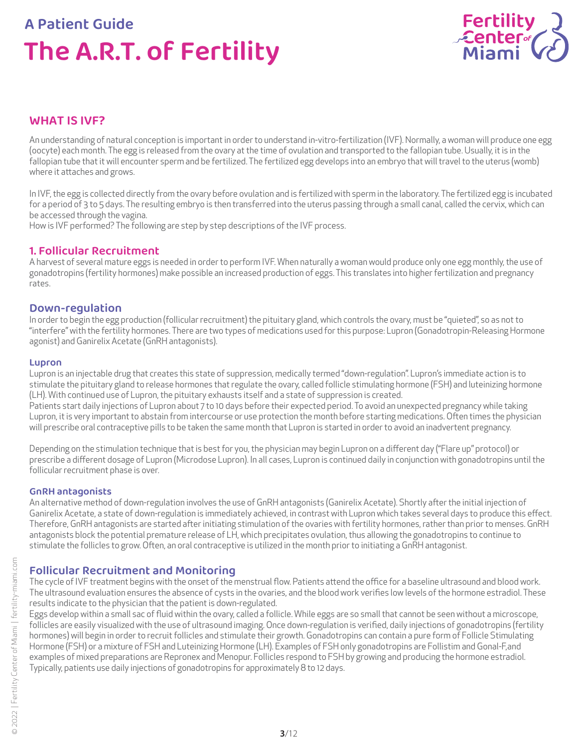## WHAT IS IVF?

An understanding of natural conception is important in order to understand in-vitro-fertilization (IVF). Normally, a woman will produce one egg (oocyte) each month. The egg is released from the ovary at the time of ovulation and transported to the fallopian tube. Usually, it is in the fallopian tube that it will encounter sperm and be fertilized. The fertilized egg develops into an embryo that will travel to the uterus (womb) where it attaches and grows.

In IVF, the egg is collected directly from the ovary before ovulation and is fertilized with sperm in the laboratory. The fertilized egg is incubated for a period of 3 to 5 days. The resulting embryo is then transferred into the uterus passing through a small canal, called the cervix, which can be accessed through the vagina.
How is IVF performed? The following are step by step descriptions of the IVF process.

### 1. Follicular Recruitment

A harvest of several mature eggs is needed in order to perform IVF. When naturally a woman would produce only one egg monthly, the use of gonadotropins (fertility hormones) make possible an increased production of eggs. This translates into higher fertilization and pregnancy rates.

### Down-regulation

In order to begin the egg production (follicular recruitment) the pituitary gland, which controls the ovary, must be "quieted", so as not to "interfere" with the fertility hormones. There are two types of medications used for this purpose: Lupron (Gonadotropin-Releasing Hormone agonist) and Ganirelix Acetate (GnRH antagonists).

#### Lupron

Lupron is an injectable drug that creates this state of suppression, medically termed "down-regulation". Lupron's immediate action is to stimulate the pituitary gland to release hormones that regulate the ovary, called follicle stimulating hormone (FSH) and luteinizing hormone (LH). With continued use of Lupron, the pituitary exhausts itself and a state of suppression is created.
Patients start daily injections of Lupron about 7 to 10 days before their expected period. To avoid an unexpected pregnancy while taking Lupron, it is very important to abstain from intercourse or use protection the month before starting medications. Often times the physician will prescribe oral contraceptive pills to be taken the same month that Lupron is started in order to avoid an inadvertent pregnancy.

Depending on the stimulation technique that is best for you, the physician may begin Lupron on a different day ("Flare up" protocol) or prescribe a different dosage of Lupron (Microdose Lupron). In all cases, Lupron is continued daily in conjunction with gonadotropins until the follicular recruitment phase is over.

#### GnRH antagonists

An alternative method of down-regulation involves the use of GnRH antagonists (Ganirelix Acetate). Shortly after the initial injection of Ganirelix Acetate, a state of down-regulation is immediately achieved, in contrast with Lupron which takes several days to produce this effect. Therefore, GnRH antagonists are started after initiating stimulation of the ovaries with fertility hormones, rather than prior to menses. GnRH antagonists block the potential premature release of LH, which precipitates ovulation, thus allowing the gonadotropins to continue to stimulate the follicles to grow. Often, an oral contraceptive is utilized in the month prior to initiating a GnRH antagonist.

### Follicular Recruitment and Monitoring

The cycle of IVF treatment begins with the onset of the menstrual flow. Patients attend the office for a baseline ultrasound and blood work. The ultrasound evaluation ensures the absence of cysts in the ovaries, and the blood work verifies low levels of the hormone estradiol. These results indicate to the physician that the patient is down-regulated.
Eggs develop within a small sac of fluid within the ovary, called a follicle. While eggs are so small that cannot be seen without a microscope, follicles are easily visualized with the use of ultrasound imaging. Once down-regulation is verified, daily injections of gonadotropins (fertility hormones) will begin in order to recruit follicles and stimulate their growth. Gonadotropins can contain a pure form of Follicle Stimulating Hormone (FSH) or a mixture of FSH and Luteinizing Hormone (LH). Examples of FSH only gonadotropins are Follistim and Gonal-F,and examples of mixed preparations are Repronex and Menopur. Follicles respond to FSH by growing and producing the hormone estradiol. Typically, patients use daily injections of gonadotropins for approximately 8 to 12 days.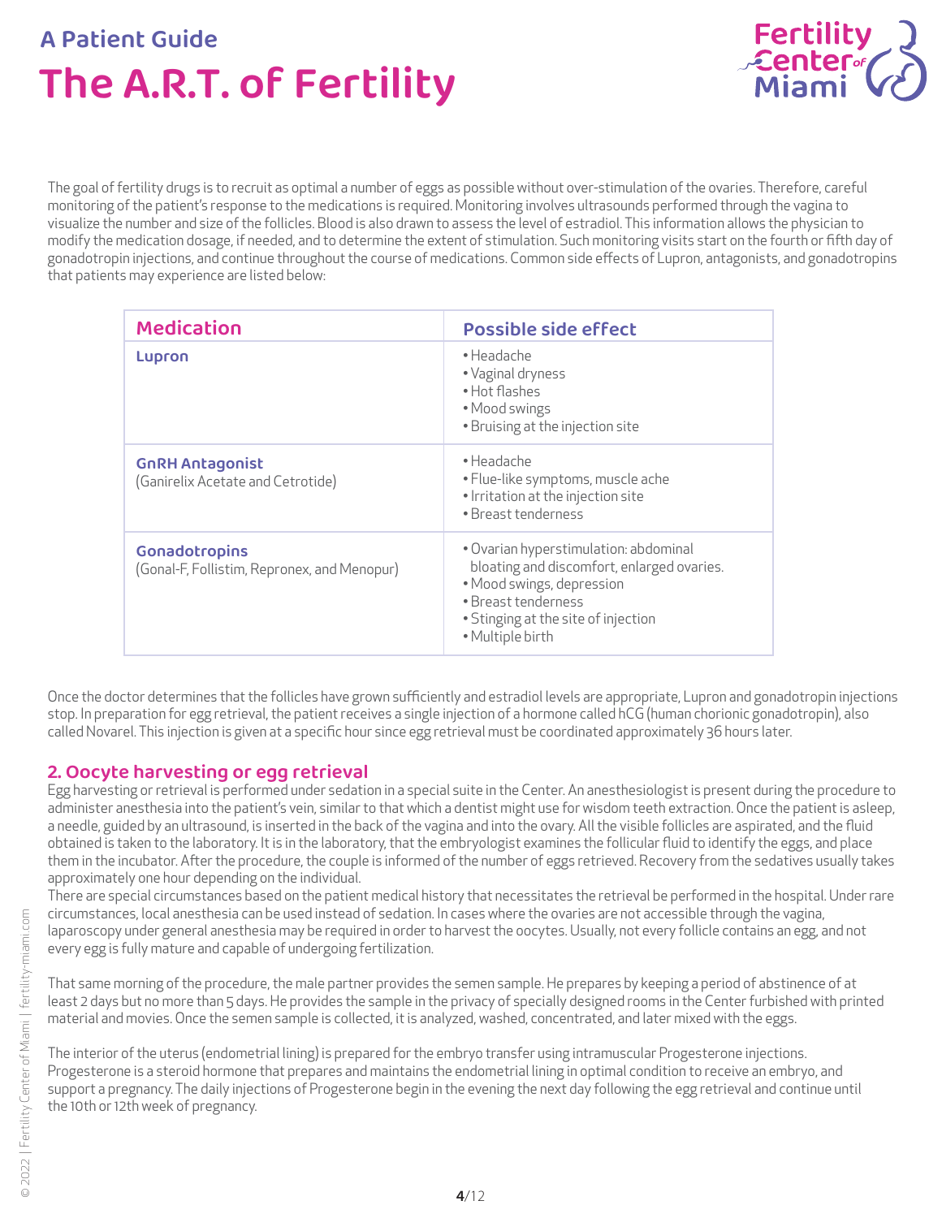The goal of fertility drugs is to recruit as optimal a number of eggs as possible without over-stimulation of the ovaries. Therefore, careful monitoring of the patient's response to the medications is required. Monitoring involves ultrasounds performed through the vagina to visualize the number and size of the follicles. Blood is also drawn to assess the level of estradiol. This information allows the physician to modify the medication dosage, if needed, and to determine the extent of stimulation. Such monitoring visits start on the fourth or fifth day of gonadotropin injections, and continue throughout the course of medications. Common side effects of Lupron, antagonists, and gonadotropins that patients may experience are listed below:

| Medication | Possible side effect |
| --- | --- |
| **Lupron** | • Headache<br>• Vaginal dryness<br>• Hot flashes<br>• Mood swings<br>• Bruising at the injection site |
| **GnRH Antagonist**<br>(Ganirelix Acetate and Cetrotide) | • Headache<br>• Flue-like symptoms, muscle ache<br>• Irritation at the injection site<br>• Breast tenderness |
| **Gonadotropins**<br>(Gonal-F, Follistim, Repronex, and Menopur) | • Ovarian hyperstimulation: abdominal bloating and discomfort, enlarged ovaries.<br>• Mood swings, depression<br>• Breast tenderness<br>• Stinging at the site of injection<br>• Multiple birth |

Once the doctor determines that the follicles have grown sufficiently and estradiol levels are appropriate, Lupron and gonadotropin injections stop. In preparation for egg retrieval, the patient receives a single injection of a hormone called hCG (human chorionic gonadotropin), also called Novarel. This injection is given at a specific hour since egg retrieval must be coordinated approximately 36 hours later.

## 2. Oocyte harvesting or egg retrieval

Egg harvesting or retrieval is performed under sedation in a special suite in the Center. An anesthesiologist is present during the procedure to administer anesthesia into the patient's vein, similar to that which a dentist might use for wisdom teeth extraction. Once the patient is asleep, a needle, guided by an ultrasound, is inserted in the back of the vagina and into the ovary. All the visible follicles are aspirated, and the fluid obtained is taken to the laboratory. It is in the laboratory, that the embryologist examines the follicular fluid to identify the eggs, and place them in the incubator. After the procedure, the couple is informed of the number of eggs retrieved. Recovery from the sedatives usually takes approximately one hour depending on the individual.

There are special circumstances based on the patient medical history that necessitates the retrieval be performed in the hospital. Under rare circumstances, local anesthesia can be used instead of sedation. In cases where the ovaries are not accessible through the vagina, laparoscopy under general anesthesia may be required in order to harvest the oocytes. Usually, not every follicle contains an egg, and not every egg is fully mature and capable of undergoing fertilization.

That same morning of the procedure, the male partner provides the semen sample. He prepares by keeping a period of abstinence of at least 2 days but no more than 5 days. He provides the sample in the privacy of specially designed rooms in the Center furbished with printed material and movies. Once the semen sample is collected, it is analyzed, washed, concentrated, and later mixed with the eggs.

The interior of the uterus (endometrial lining) is prepared for the embryo transfer using intramuscular Progesterone injections. Progesterone is a steroid hormone that prepares and maintains the endometrial lining in optimal condition to receive an embryo, and support a pregnancy. The daily injections of Progesterone begin in the evening the next day following the egg retrieval and continue until the 10th or 12th week of pregnancy.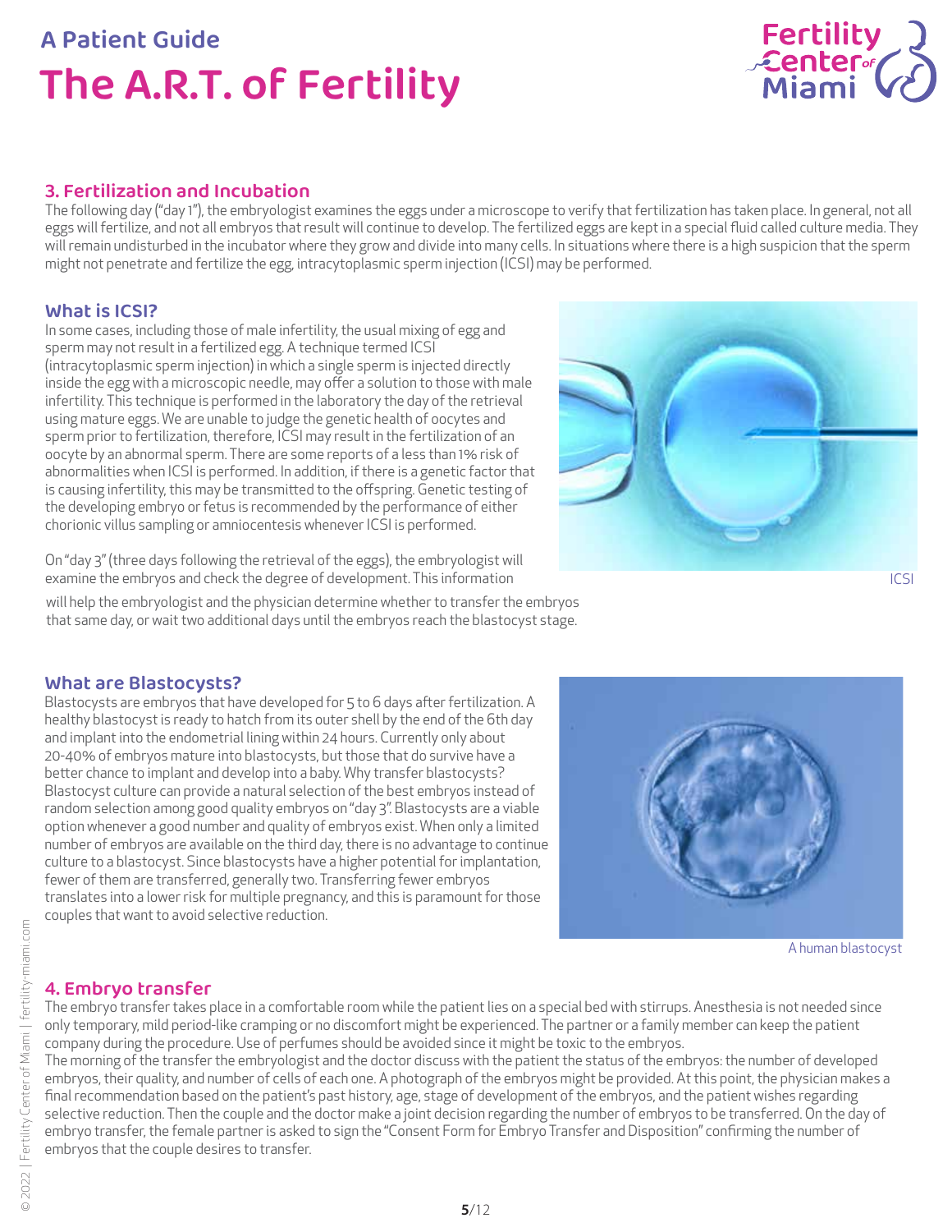## 3. Fertilization and Incubation

The following day ("day 1"), the embryologist examines the eggs under a microscope to verify that fertilization has taken place. In general, not all eggs will fertilize, and not all embryos that result will continue to develop. The fertilized eggs are kept in a special fluid called culture media. They will remain undisturbed in the incubator where they grow and divide into many cells. In situations where there is a high suspicion that the sperm might not penetrate and fertilize the egg, intracytoplasmic sperm injection (ICSI) may be performed.

### What is ICSI?

In some cases, including those of male infertility, the usual mixing of egg and sperm may not result in a fertilized egg. A technique termed ICSI (intracytoplasmic sperm injection) in which a single sperm is injected directly inside the egg with a microscopic needle, may offer a solution to those with male infertility. This technique is performed in the laboratory the day of the retrieval using mature eggs. We are unable to judge the genetic health of oocytes and sperm prior to fertilization, therefore, ICSI may result in the fertilization of an oocyte by an abnormal sperm. There are some reports of a less than 1% risk of abnormalities when ICSI is performed. In addition, if there is a genetic factor that is causing infertility, this may be transmitted to the offspring. Genetic testing of the developing embryo or fetus is recommended by the performance of either chorionic villus sampling or amniocentesis whenever ICSI is performed.

ICSI

On "day 3" (three days following the retrieval of the eggs), the embryologist will examine the embryos and check the degree of development. This information will help the embryologist and the physician determine whether to transfer the embryos that same day, or wait two additional days until the embryos reach the blastocyst stage.

### What are Blastocysts?

Blastocysts are embryos that have developed for 5 to 6 days after fertilization. A healthy blastocyst is ready to hatch from its outer shell by the end of the 6th day and implant into the endometrial lining within 24 hours. Currently only about 20-40% of embryos mature into blastocysts, but those that do survive have a better chance to implant and develop into a baby. Why transfer blastocysts? Blastocyst culture can provide a natural selection of the best embryos instead of random selection among good quality embryos on "day 3". Blastocysts are a viable option whenever a good number and quality of embryos exist. When only a limited number of embryos are available on the third day, there is no advantage to continue culture to a blastocyst. Since blastocysts have a higher potential for implantation, fewer of them are transferred, generally two. Transferring fewer embryos translates into a lower risk for multiple pregnancy, and this is paramount for those couples that want to avoid selective reduction.

A human blastocyst

## 4. Embryo transfer

The embryo transfer takes place in a comfortable room while the patient lies on a special bed with stirrups. Anesthesia is not needed since only temporary, mild period-like cramping or no discomfort might be experienced. The partner or a family member can keep the patient company during the procedure. Use of perfumes should be avoided since it might be toxic to the embryos.

The morning of the transfer the embryologist and the doctor discuss with the patient the status of the embryos: the number of developed embryos, their quality, and number of cells of each one. A photograph of the embryos might be provided. At this point, the physician makes a final recommendation based on the patient's past history, age, stage of development of the embryos, and the patient wishes regarding selective reduction. Then the couple and the doctor make a joint decision regarding the number of embryos to be transferred. On the day of embryo transfer, the female partner is asked to sign the "Consent Form for Embryo Transfer and Disposition" confirming the number of embryos that the couple desires to transfer.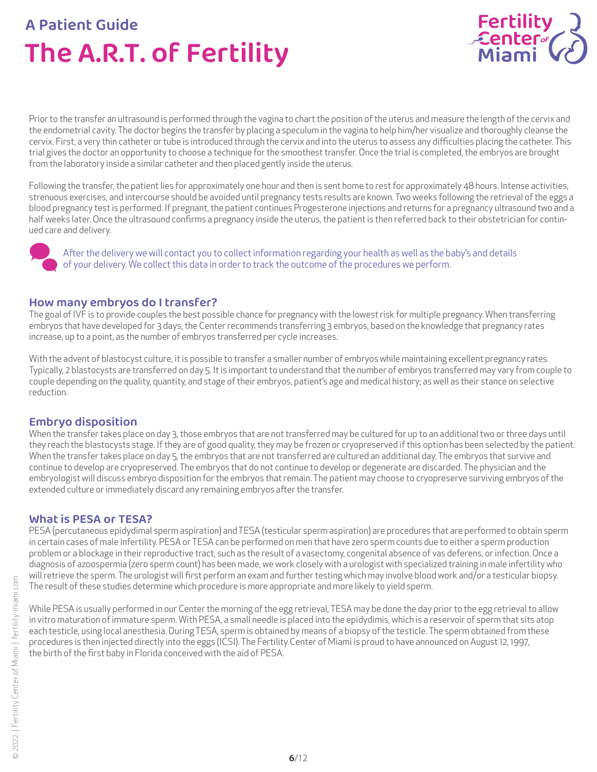Prior to the transfer an ultrasound is performed through the vagina to chart the position of the uterus and measure the length of the cervix and the endometrial cavity. The doctor begins the transfer by placing a speculum in the vagina to help him/her visualize and thoroughly cleanse the cervix. First, a very thin catheter or tube is introduced through the cervix and into the uterus to assess any difficulties placing the catheter. This trial gives the doctor an opportunity to choose a technique for the smoothest transfer. Once the trial is completed, the embryos are brought from the laboratory inside a similar catheter and then placed gently inside the uterus.

Following the transfer, the patient lies for approximately one hour and then is sent home to rest for approximately 48 hours. Intense activities, strenuous exercises, and intercourse should be avoided until pregnancy tests results are known. Two weeks following the retrieval of the eggs a blood pregnancy test is performed. If pregnant, the patient continues Progesterone injections and returns for a pregnancy ultrasound two and a half weeks later. Once the ultrasound confirms a pregnancy inside the uterus, the patient is then referred back to their obstetrician for continued care and delivery.

After the delivery we will contact you to collect information regarding your health as well as the baby's and details of your delivery. We collect this data in order to track the outcome of the procedures we perform.

## How many embryos do I transfer?

The goal of IVF is to provide couples the best possible chance for pregnancy with the lowest risk for multiple pregnancy. When transferring embryos that have developed for 3 days, the Center recommends transferring 3 embryos, based on the knowledge that pregnancy rates increase, up to a point, as the number of embryos transferred per cycle increases.

With the advent of blastocyst culture, it is possible to transfer a smaller number of embryos while maintaining excellent pregnancy rates. Typically, 2 blastocysts are transferred on day 5. It is important to understand that the number of embryos transferred may vary from couple to couple depending on the quality, quantity, and stage of their embryos, patient's age and medical history; as well as their stance on selective reduction.

## Embryo disposition

When the transfer takes place on day 3, those embryos that are not transferred may be cultured for up to an additional two or three days until they reach the blastocysts stage. If they are of good quality, they may be frozen or cryopreserved if this option has been selected by the patient. When the transfer takes place on day 5, the embryos that are not transferred are cultured an additional day. The embryos that survive and continue to develop are cryopreserved. The embryos that do not continue to develop or degenerate are discarded. The physician and the embryologist will discuss embryo disposition for the embryos that remain. The patient may choose to cryopreserve surviving embryos of the extended culture or immediately discard any remaining embryos after the transfer.

## What is PESA or TESA?

PESA (percutaneous epidydimal sperm aspiration) and TESA (testicular sperm aspiration) are procedures that are performed to obtain sperm in certain cases of male infertility. PESA or TESA can be performed on men that have zero sperm counts due to either a sperm production problem or a blockage in their reproductive tract, such as the result of a vasectomy, congenital absence of vas deferens, or infection. Once a diagnosis of azoospermia (zero sperm count) has been made, we work closely with a urologist with specialized training in male infertility who will retrieve the sperm. The urologist will first perform an exam and further testing which may involve blood work and/or a testicular biopsy. The result of these studies determine which procedure is more appropriate and more likely to yield sperm.

While PESA is usually performed in our Center the morning of the egg retrieval, TESA may be done the day prior to the egg retrieval to allow in vitro maturation of immature sperm. With PESA, a small needle is placed into the epidydimis, which is a reservoir of sperm that sits atop each testicle, using local anesthesia. During TESA, sperm is obtained by means of a biopsy of the testicle. The sperm obtained from these procedures is then injected directly into the eggs (ICSI). The Fertility Center of Miami is proud to have announced on August 12, 1997, the birth of the first baby in Florida conceived with the aid of PESA.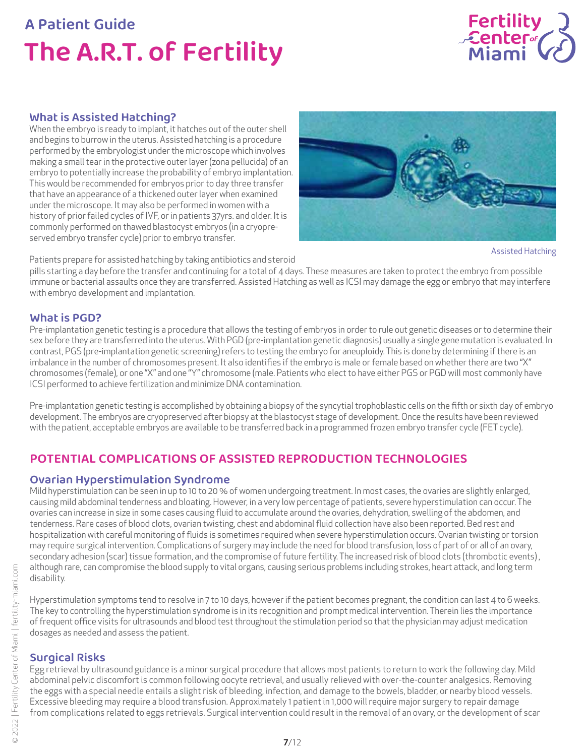# A Patient Guide
# The A.R.T. of Fertility

## What is Assisted Hatching?

When the embryo is ready to implant, it hatches out of the outer shell and begins to burrow in the uterus. Assisted hatching is a procedure performed by the embryologist under the microscope which involves making a small tear in the protective outer layer (zona pellucida) of an embryo to potentially increase the probability of embryo implantation. This would be recommended for embryos prior to day three transfer that have an appearance of a thickened outer layer when examined under the microscope. It may also be performed in women with a history of prior failed cycles of IVF, or in patients 37yrs. and older. It is commonly performed on thawed blastocyst embryos (in a cryopreserved embryo transfer cycle) prior to embryo transfer.

Assisted Hatching

Patients prepare for assisted hatching by taking antibiotics and steroid pills starting a day before the transfer and continuing for a total of 4 days. These measures are taken to protect the embryo from possible immune or bacterial assaults once they are transferred. Assisted Hatching as well as ICSI may damage the egg or embryo that may interfere with embryo development and implantation.

## What is PGD?

Pre-implantation genetic testing is a procedure that allows the testing of embryos in order to rule out genetic diseases or to determine their sex before they are transferred into the uterus. With PGD (pre-implantation genetic diagnosis) usually a single gene mutation is evaluated. In contrast, PGS (pre-implantation genetic screening) refers to testing the embryo for aneuploidy. This is done by determining if there is an imbalance in the number of chromosomes present. It also identifies if the embryo is male or female based on whether there are two "X" chromosomes (female), or one "X" and one "Y" chromosome (male. Patients who elect to have either PGS or PGD will most commonly have ICSI performed to achieve fertilization and minimize DNA contamination.

Pre-implantation genetic testing is accomplished by obtaining a biopsy of the syncytial trophoblastic cells on the fifth or sixth day of embryo development. The embryos are cryopreserved after biopsy at the blastocyst stage of development. Once the results have been reviewed with the patient, acceptable embryos are available to be transferred back in a programmed frozen embryo transfer cycle (FET cycle).

## POTENTIAL COMPLICATIONS OF ASSISTED REPRODUCTION TECHNOLOGIES

### Ovarian Hyperstimulation Syndrome

Mild hyperstimulation can be seen in up to 10 to 20 % of women undergoing treatment. In most cases, the ovaries are slightly enlarged, causing mild abdominal tenderness and bloating. However, in a very low percentage of patients, severe hyperstimulation can occur. The ovaries can increase in size in some cases causing fluid to accumulate around the ovaries, dehydration, swelling of the abdomen, and tenderness. Rare cases of blood clots, ovarian twisting, chest and abdominal fluid collection have also been reported. Bed rest and hospitalization with careful monitoring of fluids is sometimes required when severe hyperstimulation occurs. Ovarian twisting or torsion may require surgical intervention. Complications of surgery may include the need for blood transfusion, loss of part of or all of an ovary, secondary adhesion (scar) tissue formation, and the compromise of future fertility. The increased risk of blood clots (thrombotic events), although rare, can compromise the blood supply to vital organs, causing serious problems including strokes, heart attack, and long term disability.

Hyperstimulation symptoms tend to resolve in 7 to 10 days, however if the patient becomes pregnant, the condition can last 4 to 6 weeks. The key to controlling the hyperstimulation syndrome is in its recognition and prompt medical intervention. Therein lies the importance of frequent office visits for ultrasounds and blood test throughout the stimulation period so that the physician may adjust medication dosages as needed and assess the patient.

### Surgical Risks

Egg retrieval by ultrasound guidance is a minor surgical procedure that allows most patients to return to work the following day. Mild abdominal pelvic discomfort is common following oocyte retrieval, and usually relieved with over-the-counter analgesics. Removing the eggs with a special needle entails a slight risk of bleeding, infection, and damage to the bowels, bladder, or nearby blood vessels. Excessive bleeding may require a blood transfusion. Approximately 1 patient in 1,000 will require major surgery to repair damage from complications related to eggs retrievals. Surgical intervention could result in the removal of an ovary, or the development of scar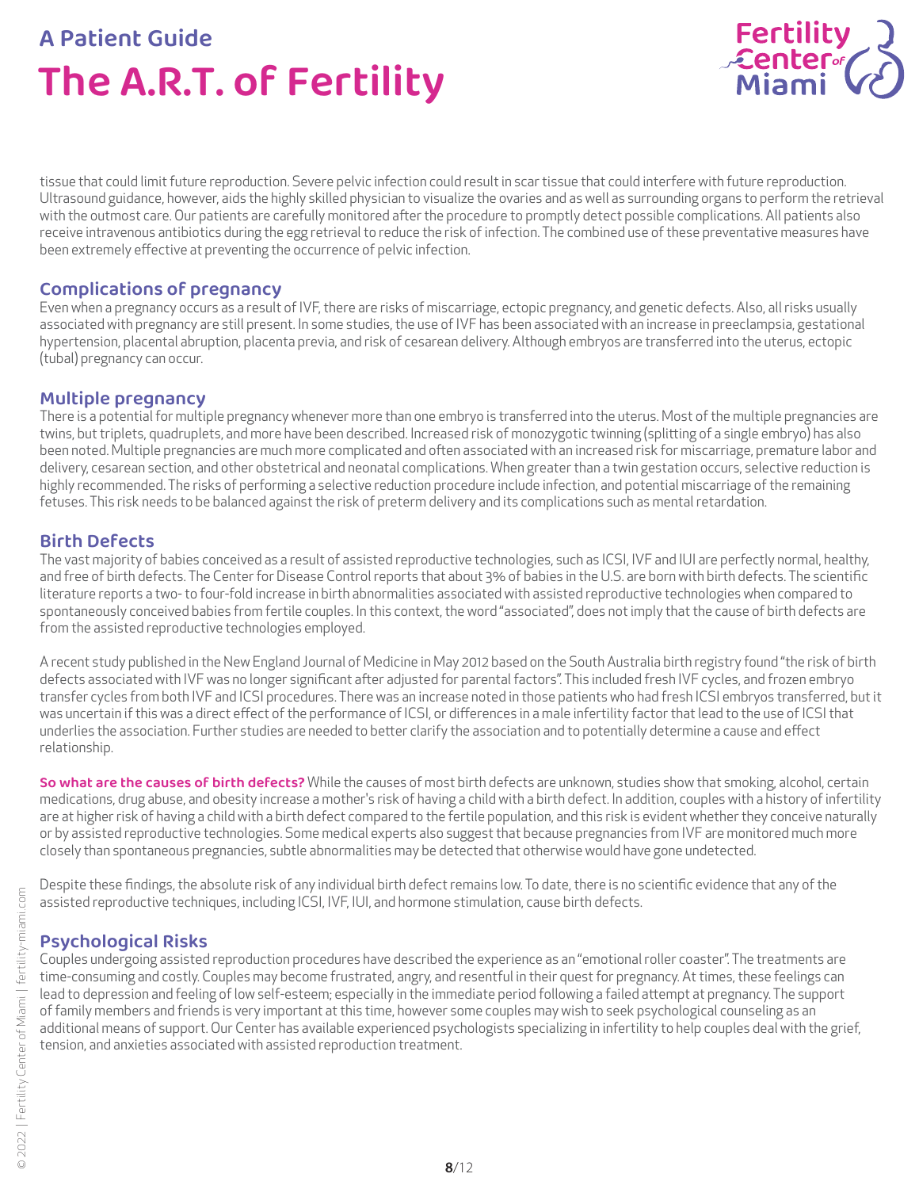tissue that could limit future reproduction. Severe pelvic infection could result in scar tissue that could interfere with future reproduction. Ultrasound guidance, however, aids the highly skilled physician to visualize the ovaries and as well as surrounding organs to perform the retrieval with the outmost care. Our patients are carefully monitored after the procedure to promptly detect possible complications. All patients also receive intravenous antibiotics during the egg retrieval to reduce the risk of infection. The combined use of these preventative measures have been extremely effective at preventing the occurrence of pelvic infection.

## Complications of pregnancy

Even when a pregnancy occurs as a result of IVF, there are risks of miscarriage, ectopic pregnancy, and genetic defects. Also, all risks usually associated with pregnancy are still present. In some studies, the use of IVF has been associated with an increase in preeclampsia, gestational hypertension, placental abruption, placenta previa, and risk of cesarean delivery. Although embryos are transferred into the uterus, ectopic (tubal) pregnancy can occur.

## Multiple pregnancy

There is a potential for multiple pregnancy whenever more than one embryo is transferred into the uterus. Most of the multiple pregnancies are twins, but triplets, quadruplets, and more have been described. Increased risk of monozygotic twinning (splitting of a single embryo) has also been noted. Multiple pregnancies are much more complicated and often associated with an increased risk for miscarriage, premature labor and delivery, cesarean section, and other obstetrical and neonatal complications. When greater than a twin gestation occurs, selective reduction is highly recommended. The risks of performing a selective reduction procedure include infection, and potential miscarriage of the remaining fetuses. This risk needs to be balanced against the risk of preterm delivery and its complications such as mental retardation.

## Birth Defects

The vast majority of babies conceived as a result of assisted reproductive technologies, such as ICSI, IVF and IUI are perfectly normal, healthy, and free of birth defects. The Center for Disease Control reports that about 3% of babies in the U.S. are born with birth defects. The scientific literature reports a two- to four-fold increase in birth abnormalities associated with assisted reproductive technologies when compared to spontaneously conceived babies from fertile couples. In this context, the word "associated", does not imply that the cause of birth defects are from the assisted reproductive technologies employed.

A recent study published in the New England Journal of Medicine in May 2012 based on the South Australia birth registry found "the risk of birth defects associated with IVF was no longer significant after adjusted for parental factors". This included fresh IVF cycles, and frozen embryo transfer cycles from both IVF and ICSI procedures. There was an increase noted in those patients who had fresh ICSI embryos transferred, but it was uncertain if this was a direct effect of the performance of ICSI, or differences in a male infertility factor that lead to the use of ICSI that underlies the association. Further studies are needed to better clarify the association and to potentially determine a cause and effect relationship.

**So what are the causes of birth defects?** While the causes of most birth defects are unknown, studies show that smoking, alcohol, certain medications, drug abuse, and obesity increase a mother's risk of having a child with a birth defect. In addition, couples with a history of infertility are at higher risk of having a child with a birth defect compared to the fertile population, and this risk is evident whether they conceive naturally or by assisted reproductive technologies. Some medical experts also suggest that because pregnancies from IVF are monitored much more closely than spontaneous pregnancies, subtle abnormalities may be detected that otherwise would have gone undetected.

Despite these findings, the absolute risk of any individual birth defect remains low. To date, there is no scientific evidence that any of the assisted reproductive techniques, including ICSI, IVF, IUI, and hormone stimulation, cause birth defects.

## Psychological Risks

Couples undergoing assisted reproduction procedures have described the experience as an "emotional roller coaster". The treatments are time-consuming and costly. Couples may become frustrated, angry, and resentful in their quest for pregnancy. At times, these feelings can lead to depression and feeling of low self-esteem; especially in the immediate period following a failed attempt at pregnancy. The support of family members and friends is very important at this time, however some couples may wish to seek psychological counseling as an additional means of support. Our Center has available experienced psychologists specializing in infertility to help couples deal with the grief, tension, and anxieties associated with assisted reproduction treatment.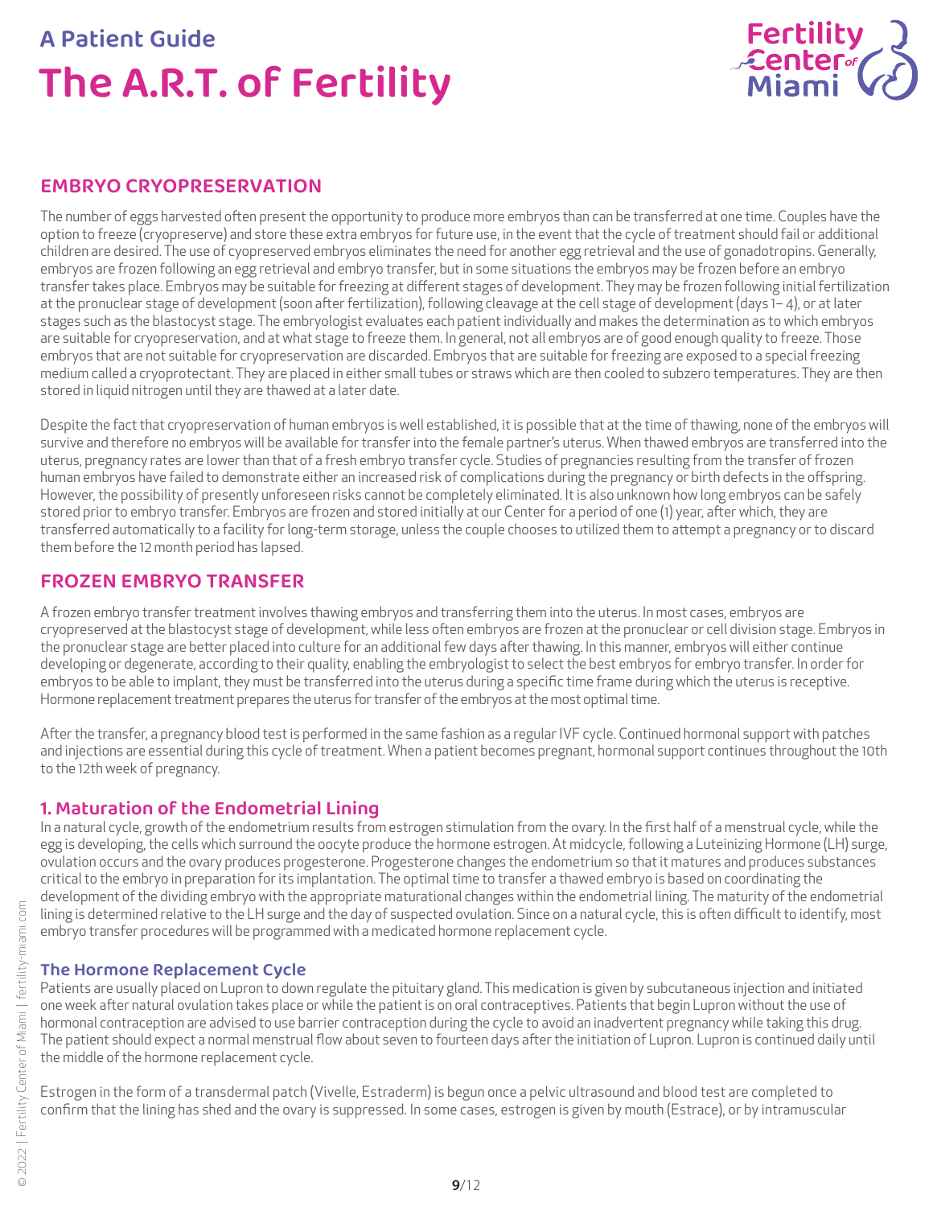## EMBRYO CRYOPRESERVATION

The number of eggs harvested often present the opportunity to produce more embryos than can be transferred at one time. Couples have the option to freeze (cryopreserve) and store these extra embryos for future use, in the event that the cycle of treatment should fail or additional children are desired. The use of cyopreserved embryos eliminates the need for another egg retrieval and the use of gonadotropins. Generally, embryos are frozen following an egg retrieval and embryo transfer, but in some situations the embryos may be frozen before an embryo transfer takes place. Embryos may be suitable for freezing at different stages of development. They may be frozen following initial fertilization at the pronuclear stage of development (soon after fertilization), following cleavage at the cell stage of development (days 1– 4), or at later stages such as the blastocyst stage. The embryologist evaluates each patient individually and makes the determination as to which embryos are suitable for cryopreservation, and at what stage to freeze them. In general, not all embryos are of good enough quality to freeze. Those embryos that are not suitable for cryopreservation are discarded. Embryos that are suitable for freezing are exposed to a special freezing medium called a cryoprotectant. They are placed in either small tubes or straws which are then cooled to subzero temperatures. They are then stored in liquid nitrogen until they are thawed at a later date.

Despite the fact that cryopreservation of human embryos is well established, it is possible that at the time of thawing, none of the embryos will survive and therefore no embryos will be available for transfer into the female partner's uterus. When thawed embryos are transferred into the uterus, pregnancy rates are lower than that of a fresh embryo transfer cycle. Studies of pregnancies resulting from the transfer of frozen human embryos have failed to demonstrate either an increased risk of complications during the pregnancy or birth defects in the offspring. However, the possibility of presently unforeseen risks cannot be completely eliminated. It is also unknown how long embryos can be safely stored prior to embryo transfer. Embryos are frozen and stored initially at our Center for a period of one (1) year, after which, they are transferred automatically to a facility for long-term storage, unless the couple chooses to utilized them to attempt a pregnancy or to discard them before the 12 month period has lapsed.

## FROZEN EMBRYO TRANSFER

A frozen embryo transfer treatment involves thawing embryos and transferring them into the uterus. In most cases, embryos are cryopreserved at the blastocyst stage of development, while less often embryos are frozen at the pronuclear or cell division stage. Embryos in the pronuclear stage are better placed into culture for an additional few days after thawing. In this manner, embryos will either continue developing or degenerate, according to their quality, enabling the embryologist to select the best embryos for embryo transfer. In order for embryos to be able to implant, they must be transferred into the uterus during a specific time frame during which the uterus is receptive. Hormone replacement treatment prepares the uterus for transfer of the embryos at the most optimal time.

After the transfer, a pregnancy blood test is performed in the same fashion as a regular IVF cycle. Continued hormonal support with patches and injections are essential during this cycle of treatment. When a patient becomes pregnant, hormonal support continues throughout the 10th to the 12th week of pregnancy.

### 1. Maturation of the Endometrial Lining

In a natural cycle, growth of the endometrium results from estrogen stimulation from the ovary. In the first half of a menstrual cycle, while the egg is developing, the cells which surround the oocyte produce the hormone estrogen. At midcycle, following a Luteinizing Hormone (LH) surge, ovulation occurs and the ovary produces progesterone. Progesterone changes the endometrium so that it matures and produces substances critical to the embryo in preparation for its implantation. The optimal time to transfer a thawed embryo is based on coordinating the development of the dividing embryo with the appropriate maturational changes within the endometrial lining. The maturity of the endometrial lining is determined relative to the LH surge and the day of suspected ovulation. Since on a natural cycle, this is often difficult to identify, most embryo transfer procedures will be programmed with a medicated hormone replacement cycle.

#### The Hormone Replacement Cycle

Patients are usually placed on Lupron to down regulate the pituitary gland. This medication is given by subcutaneous injection and initiated one week after natural ovulation takes place or while the patient is on oral contraceptives. Patients that begin Lupron without the use of hormonal contraception are advised to use barrier contraception during the cycle to avoid an inadvertent pregnancy while taking this drug. The patient should expect a normal menstrual flow about seven to fourteen days after the initiation of Lupron. Lupron is continued daily until the middle of the hormone replacement cycle.

Estrogen in the form of a transdermal patch (Vivelle, Estraderm) is begun once a pelvic ultrasound and blood test are completed to confirm that the lining has shed and the ovary is suppressed. In some cases, estrogen is given by mouth (Estrace), or by intramuscular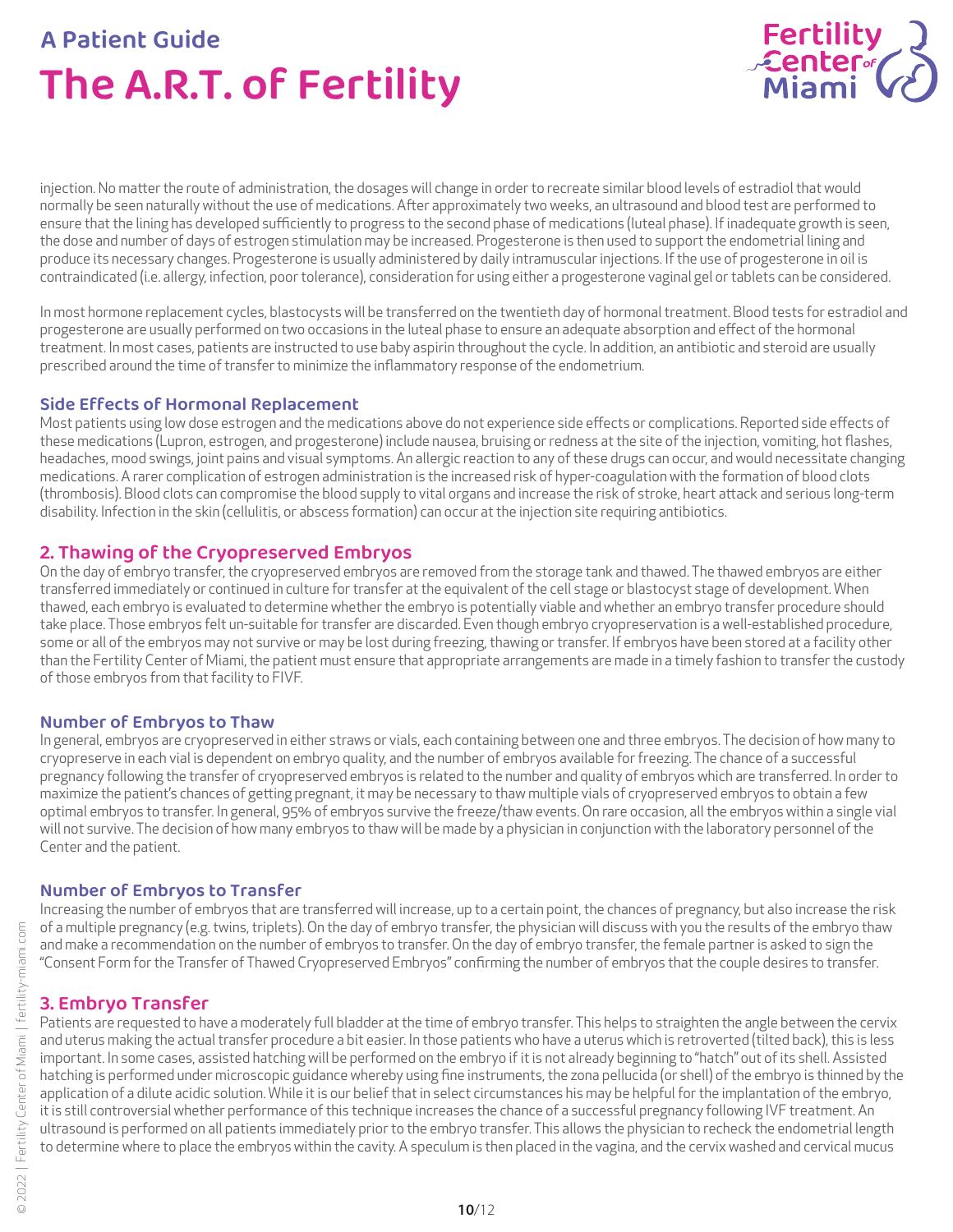injection. No matter the route of administration, the dosages will change in order to recreate similar blood levels of estradiol that would normally be seen naturally without the use of medications. After approximately two weeks, an ultrasound and blood test are performed to ensure that the lining has developed sufficiently to progress to the second phase of medications (luteal phase). If inadequate growth is seen, the dose and number of days of estrogen stimulation may be increased. Progesterone is then used to support the endometrial lining and produce its necessary changes. Progesterone is usually administered by daily intramuscular injections. If the use of progesterone in oil is contraindicated (i.e. allergy, infection, poor tolerance), consideration for using either a progesterone vaginal gel or tablets can be considered.

In most hormone replacement cycles, blastocysts will be transferred on the twentieth day of hormonal treatment. Blood tests for estradiol and progesterone are usually performed on two occasions in the luteal phase to ensure an adequate absorption and effect of the hormonal treatment. In most cases, patients are instructed to use baby aspirin throughout the cycle. In addition, an antibiotic and steroid are usually prescribed around the time of transfer to minimize the inflammatory response of the endometrium.

### Side Effects of Hormonal Replacement

Most patients using low dose estrogen and the medications above do not experience side effects or complications. Reported side effects of these medications (Lupron, estrogen, and progesterone) include nausea, bruising or redness at the site of the injection, vomiting, hot flashes, headaches, mood swings, joint pains and visual symptoms. An allergic reaction to any of these drugs can occur, and would necessitate changing medications. A rarer complication of estrogen administration is the increased risk of hyper-coagulation with the formation of blood clots (thrombosis). Blood clots can compromise the blood supply to vital organs and increase the risk of stroke, heart attack and serious long-term disability. Infection in the skin (cellulitis, or abscess formation) can occur at the injection site requiring antibiotics.

## 2. Thawing of the Cryopreserved Embryos

On the day of embryo transfer, the cryopreserved embryos are removed from the storage tank and thawed. The thawed embryos are either transferred immediately or continued in culture for transfer at the equivalent of the cell stage or blastocyst stage of development. When thawed, each embryo is evaluated to determine whether the embryo is potentially viable and whether an embryo transfer procedure should take place. Those embryos felt un-suitable for transfer are discarded. Even though embryo cryopreservation is a well-established procedure, some or all of the embryos may not survive or may be lost during freezing, thawing or transfer. If embryos have been stored at a facility other than the Fertility Center of Miami, the patient must ensure that appropriate arrangements are made in a timely fashion to transfer the custody of those embryos from that facility to FIVF.

### Number of Embryos to Thaw

In general, embryos are cryopreserved in either straws or vials, each containing between one and three embryos. The decision of how many to cryopreserve in each vial is dependent on embryo quality, and the number of embryos available for freezing. The chance of a successful pregnancy following the transfer of cryopreserved embryos is related to the number and quality of embryos which are transferred. In order to maximize the patient's chances of getting pregnant, it may be necessary to thaw multiple vials of cryopreserved embryos to obtain a few optimal embryos to transfer. In general, 95% of embryos survive the freeze/thaw events. On rare occasion, all the embryos within a single vial will not survive. The decision of how many embryos to thaw will be made by a physician in conjunction with the laboratory personnel of the Center and the patient.

### Number of Embryos to Transfer

Increasing the number of embryos that are transferred will increase, up to a certain point, the chances of pregnancy, but also increase the risk of a multiple pregnancy (e.g. twins, triplets). On the day of embryo transfer, the physician will discuss with you the results of the embryo thaw and make a recommendation on the number of embryos to transfer. On the day of embryo transfer, the female partner is asked to sign the "Consent Form for the Transfer of Thawed Cryopreserved Embryos" confirming the number of embryos that the couple desires to transfer.

## 3. Embryo Transfer

Patients are requested to have a moderately full bladder at the time of embryo transfer. This helps to straighten the angle between the cervix and uterus making the actual transfer procedure a bit easier. In those patients who have a uterus which is retroverted (tilted back), this is less important. In some cases, assisted hatching will be performed on the embryo if it is not already beginning to "hatch" out of its shell. Assisted hatching is performed under microscopic guidance whereby using fine instruments, the zona pellucida (or shell) of the embryo is thinned by the application of a dilute acidic solution. While it is our belief that in select circumstances his may be helpful for the implantation of the embryo, it is still controversial whether performance of this technique increases the chance of a successful pregnancy following IVF treatment. An ultrasound is performed on all patients immediately prior to the embryo transfer. This allows the physician to recheck the endometrial length to determine where to place the embryos within the cavity. A speculum is then placed in the vagina, and the cervix washed and cervical mucus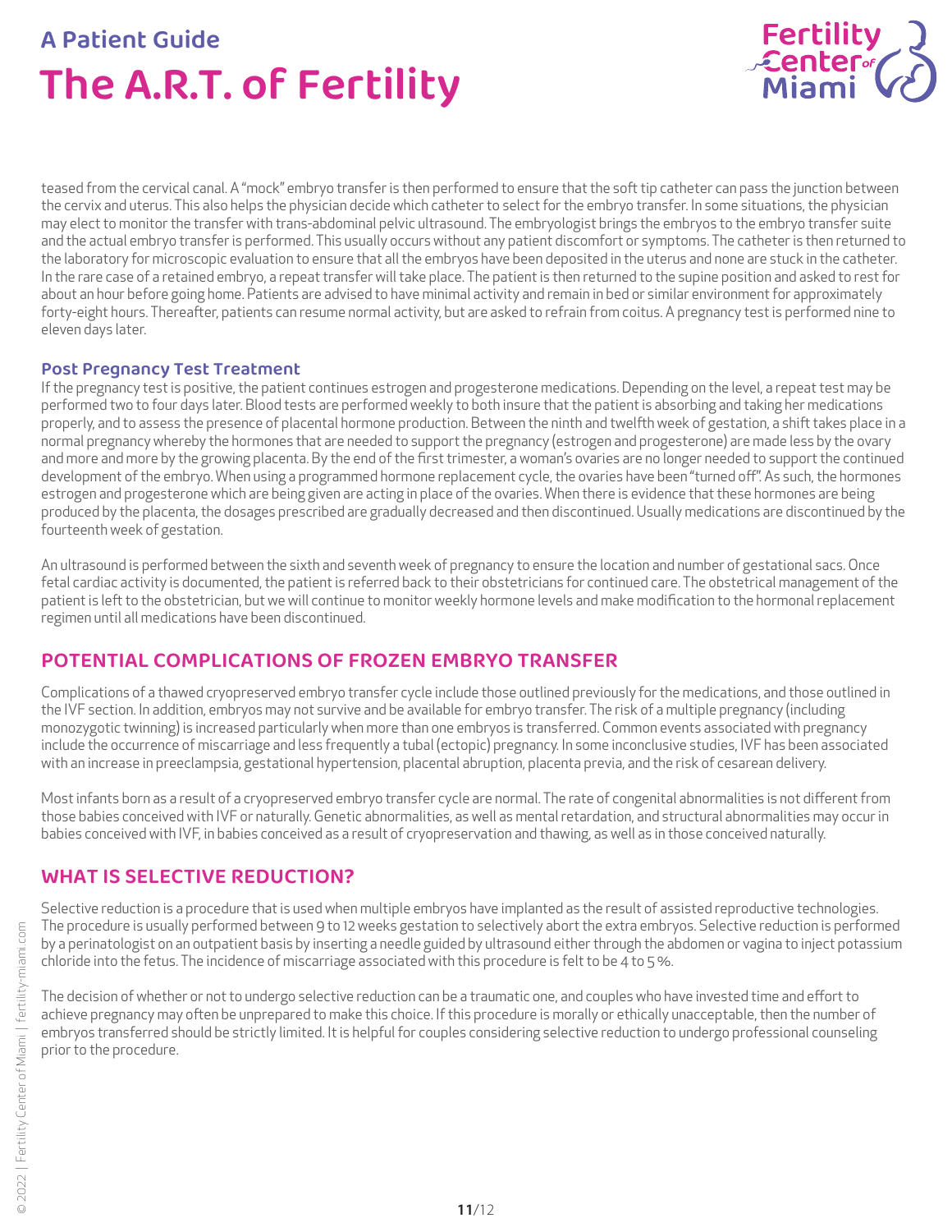teased from the cervical canal. A "mock" embryo transfer is then performed to ensure that the soft tip catheter can pass the junction between the cervix and uterus. This also helps the physician decide which catheter to select for the embryo transfer. In some situations, the physician may elect to monitor the transfer with trans-abdominal pelvic ultrasound. The embryologist brings the embryos to the embryo transfer suite and the actual embryo transfer is performed. This usually occurs without any patient discomfort or symptoms. The catheter is then returned to the laboratory for microscopic evaluation to ensure that all the embryos have been deposited in the uterus and none are stuck in the catheter. In the rare case of a retained embryo, a repeat transfer will take place. The patient is then returned to the supine position and asked to rest for about an hour before going home. Patients are advised to have minimal activity and remain in bed or similar environment for approximately forty-eight hours. Thereafter, patients can resume normal activity, but are asked to refrain from coitus. A pregnancy test is performed nine to eleven days later.

### Post Pregnancy Test Treatment

If the pregnancy test is positive, the patient continues estrogen and progesterone medications. Depending on the level, a repeat test may be performed two to four days later. Blood tests are performed weekly to both insure that the patient is absorbing and taking her medications properly, and to assess the presence of placental hormone production. Between the ninth and twelfth week of gestation, a shift takes place in a normal pregnancy whereby the hormones that are needed to support the pregnancy (estrogen and progesterone) are made less by the ovary and more and more by the growing placenta. By the end of the first trimester, a woman's ovaries are no longer needed to support the continued development of the embryo. When using a programmed hormone replacement cycle, the ovaries have been "turned off". As such, the hormones estrogen and progesterone which are being given are acting in place of the ovaries. When there is evidence that these hormones are being produced by the placenta, the dosages prescribed are gradually decreased and then discontinued. Usually medications are discontinued by the fourteenth week of gestation.

An ultrasound is performed between the sixth and seventh week of pregnancy to ensure the location and number of gestational sacs. Once fetal cardiac activity is documented, the patient is referred back to their obstetricians for continued care. The obstetrical management of the patient is left to the obstetrician, but we will continue to monitor weekly hormone levels and make modification to the hormonal replacement regimen until all medications have been discontinued.

## POTENTIAL COMPLICATIONS OF FROZEN EMBRYO TRANSFER

Complications of a thawed cryopreserved embryo transfer cycle include those outlined previously for the medications, and those outlined in the IVF section. In addition, embryos may not survive and be available for embryo transfer. The risk of a multiple pregnancy (including monozygotic twinning) is increased particularly when more than one embryos is transferred. Common events associated with pregnancy include the occurrence of miscarriage and less frequently a tubal (ectopic) pregnancy. In some inconclusive studies, IVF has been associated with an increase in preeclampsia, gestational hypertension, placental abruption, placenta previa, and the risk of cesarean delivery.

Most infants born as a result of a cryopreserved embryo transfer cycle are normal. The rate of congenital abnormalities is not different from those babies conceived with IVF or naturally. Genetic abnormalities, as well as mental retardation, and structural abnormalities may occur in babies conceived with IVF, in babies conceived as a result of cryopreservation and thawing, as well as in those conceived naturally.

## WHAT IS SELECTIVE REDUCTION?

Selective reduction is a procedure that is used when multiple embryos have implanted as the result of assisted reproductive technologies. The procedure is usually performed between 9 to 12 weeks gestation to selectively abort the extra embryos. Selective reduction is performed by a perinatologist on an outpatient basis by inserting a needle guided by ultrasound either through the abdomen or vagina to inject potassium chloride into the fetus. The incidence of miscarriage associated with this procedure is felt to be 4 to 5%.

The decision of whether or not to undergo selective reduction can be a traumatic one, and couples who have invested time and effort to achieve pregnancy may often be unprepared to make this choice. If this procedure is morally or ethically unacceptable, then the number of embryos transferred should be strictly limited. It is helpful for couples considering selective reduction to undergo professional counseling prior to the procedure.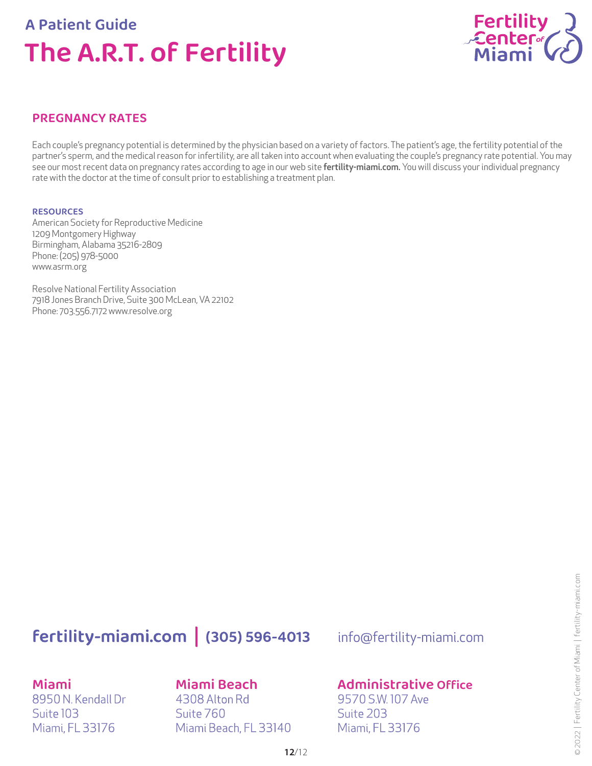## PREGNANCY RATES

Each couple's pregnancy potential is determined by the physician based on a variety of factors. The patient's age, the fertility potential of the partner's sperm, and the medical reason for infertility, are all taken into account when evaluating the couple's pregnancy rate potential. You may see our most recent data on pregnancy rates according to age in our web site **fertility-miami.com.** You will discuss your individual pregnancy rate with the doctor at the time of consult prior to establishing a treatment plan.

### RESOURCES

American Society for Reproductive Medicine
1209 Montgomery Highway
Birmingham, Alabama 35216-2809
Phone: (205) 978-5000
www.asrm.org

Resolve National Fertility Association
7918 Jones Branch Drive, Suite 300 McLean, VA 22102
Phone: 703.556.7172 www.resolve.org

**fertility-miami.com | (305) 596-4013** info@fertility-miami.com

**Miami**
8950 N. Kendall Dr
Suite 103
Miami, FL 33176

**Miami Beach**
4308 Alton Rd
Suite 760
Miami Beach, FL 33140

**Administrative Office**
9570 S.W. 107 Ave
Suite 203
Miami, FL 33176